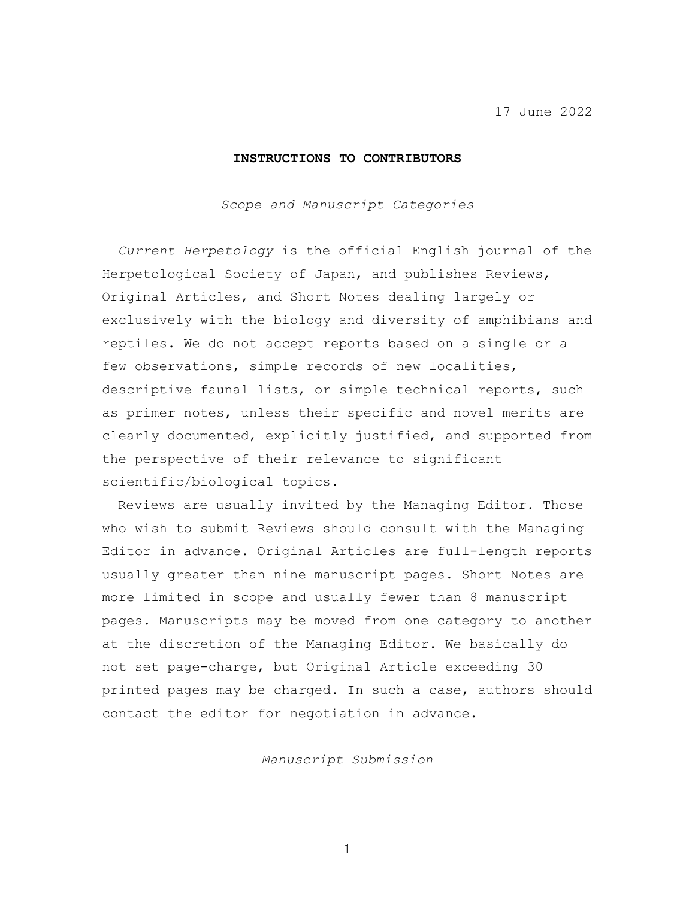17 June 2022

# INSTRUCTIONS TO CONTRIBUTORS

## *Scope and Manuscript Categories*

*Current Herpetology* is the official English journal of the Herpetological Society of Japan, and publishes Reviews, Original Articles, and Short Notes dealing largely or exclusively with the biology and diversity of amphibians and reptiles. We do not accept reports based on a single or a few observations, simple records of new localities, descriptive faunal lists, or simple technical reports, such as primer notes, unless their specific and novel merits are clearly documented, explicitly justified, and supported from the perspective of their relevance to significant scientific/biological topics.

Reviews are usually invited by the Managing Editor. Those who wish to submit Reviews should consult with the Managing Editor in advance. Original Articles are full-length reports usually greater than nine manuscript pages. Short Notes are more limited in scope and usually fewer than 8 manuscript pages. Manuscripts may be moved from one category to another at the discretion of the Managing Editor. We basically do not set page-charge, but Original Article exceeding 30 printed pages may be charged. In such a case, authors should contact the editor for negotiation in advance.

## *Manuscript Submission*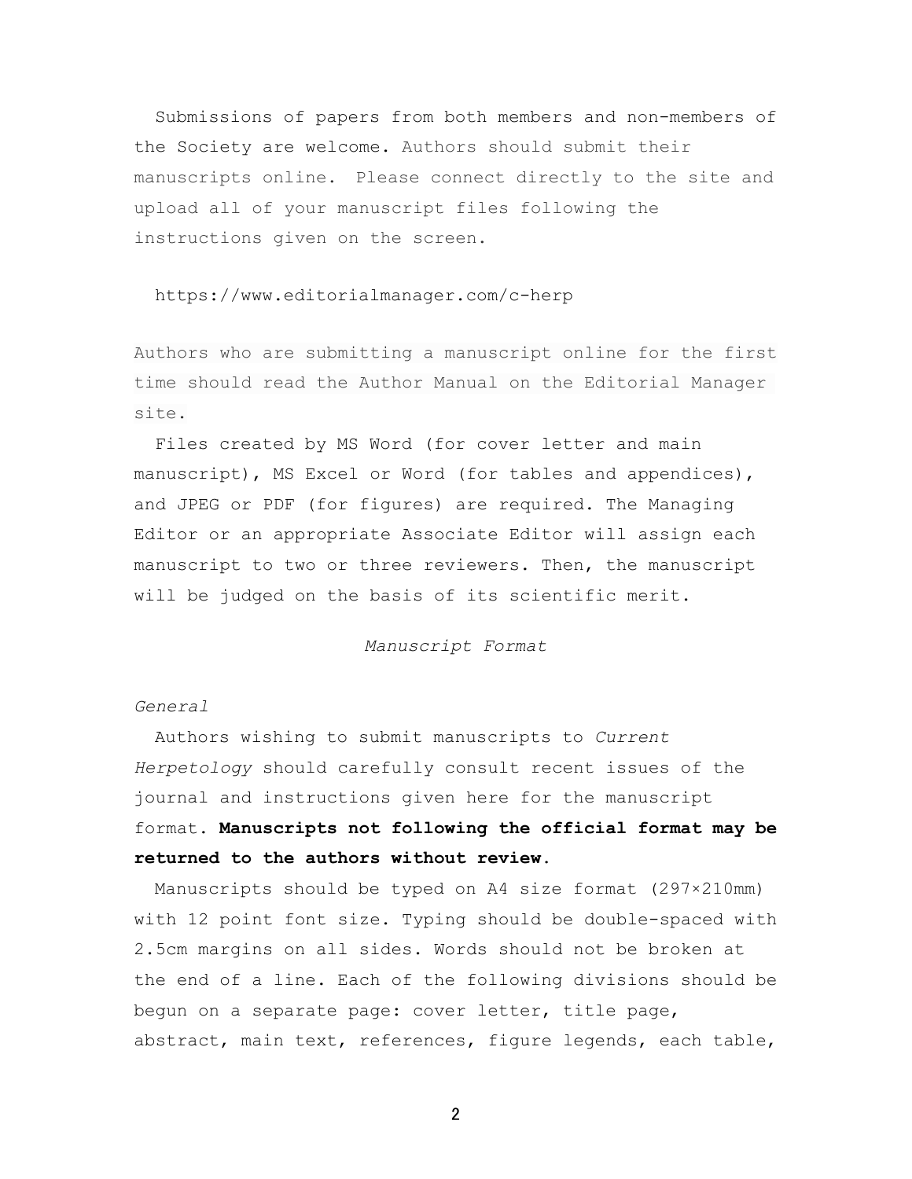Submissions of papers from both members and non-members of the Society are welcome. Authors should submit their manuscripts online. Please connect directly to the site and upload all of your manuscript files following the instructions given on the screen.

https://www.editorialmanager.com/c-herp

Authors who are submitting a manuscript online for the first time should read the Author Manual on the Editorial Manager site.

Files created by MS Word (for cover letter and main manuscript), MS Excel or Word (for tables and appendices), and JPEG or PDF (for figures) are required. The Managing Editor or an appropriate Associate Editor will assign each manuscript to two or three reviewers. Then, the manuscript will be judged on the basis of its scientific merit.

## *Manuscript Format*

### *General*

Authors wishing to submit manuscripts to *Current Herpetology* should carefully consult recent issues of the journal and instructions given here for the manuscript format. **Manuscripts not following the official format may be returned to the authors without review.**

Manuscripts should be typed on A4 size format (297×210mm) with 12 point font size. Typing should be double-spaced with 2.5cm margins on all sides. Words should not be broken at the end of a line. Each of the following divisions should be begun on a separate page: cover letter, title page, abstract, main text, references, figure legends, each table,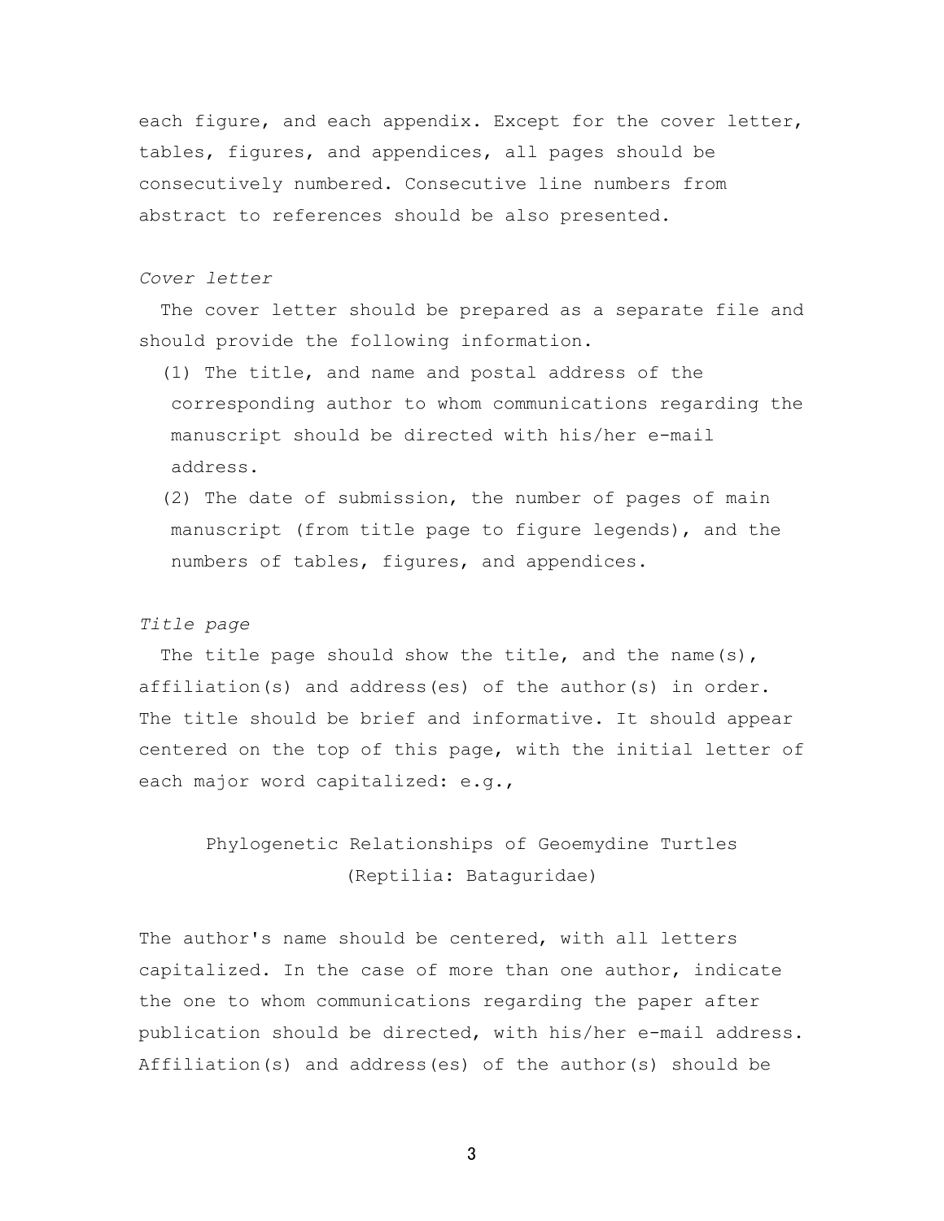each figure, and each appendix. Except for the cover letter, tables, figures, and appendices, all pages should be consecutively numbered. Consecutive line numbers from abstract to references should be also presented.

*Cover letter*

The cover letter should be prepared as a separate file and should provide the following information.

(1) The title, and name and postal address of the corresponding author to whom communications regarding the manuscript should be directed with his/her e-mail address.

(2) The date of submission, the number of pages of main manuscript (from title page to figure legends), and the numbers of tables, figures, and appendices.

*Title page*

The title page should show the title, and the name(s), affiliation(s) and address(es) of the author(s) in order. The title should be brief and informative. It should appear centered on the top of this page, with the initial letter of each major word capitalized: e.g.,

Phylogenetic Relationships of Geoemydine Turtles (Reptilia: Bataguridae)

The author's name should be centered, with all letters capitalized. In the case of more than one author, indicate the one to whom communications regarding the paper after publication should be directed, with his/her e-mail address. Affiliation(s) and address(es) of the author(s) should be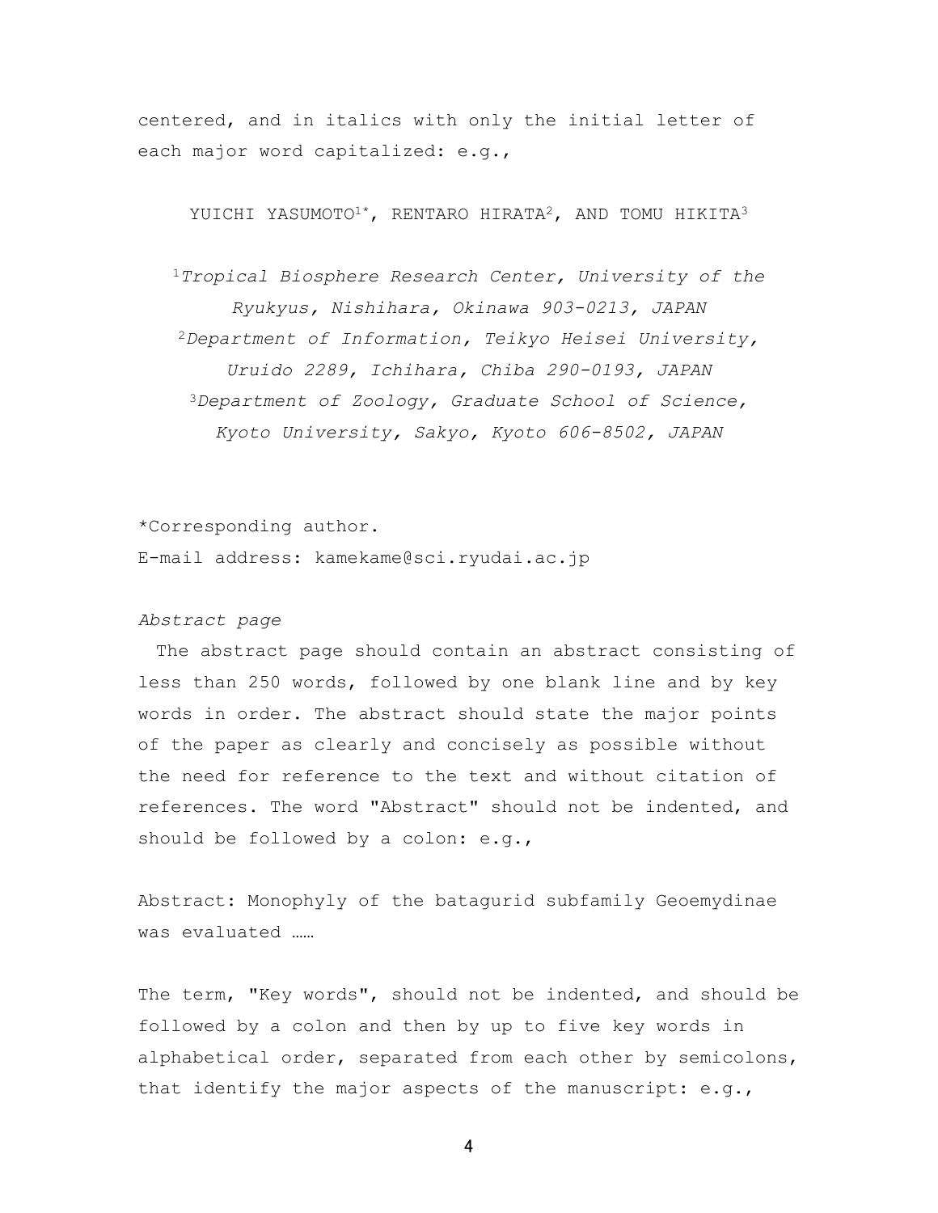centered, and in italics with only the initial letter of each major word capitalized: e.g.,

YUICHI YASUMOTO[1*], RENTARO HIRATA[2], AND TOMU HIKITA[3]

[1]*Tropical Biosphere Research Center, University of the Ryukyus, Nishihara, Okinawa 903-0213, JAPAN*
[2]*Department of Information, Teikyo Heisei University, Uruido 2289, Ichihara, Chiba 290-0193, JAPAN*
[3]*Department of Zoology, Graduate School of Science, Kyoto University, Sakyo, Kyoto 606-8502, JAPAN*

*Corresponding author.
E-mail address: kamekame@sci.ryudai.ac.jp

*Abstract page*

The abstract page should contain an abstract consisting of less than 250 words, followed by one blank line and by key words in order. The abstract should state the major points of the paper as clearly and concisely as possible without the need for reference to the text and without citation of references. The word "Abstract" should not be indented, and should be followed by a colon: e.g.,

Abstract: Monophyly of the batagurid subfamily Geoemydinae was evaluated ……

The term, "Key words", should not be indented, and should be followed by a colon and then by up to five key words in alphabetical order, separated from each other by semicolons, that identify the major aspects of the manuscript: e.g.,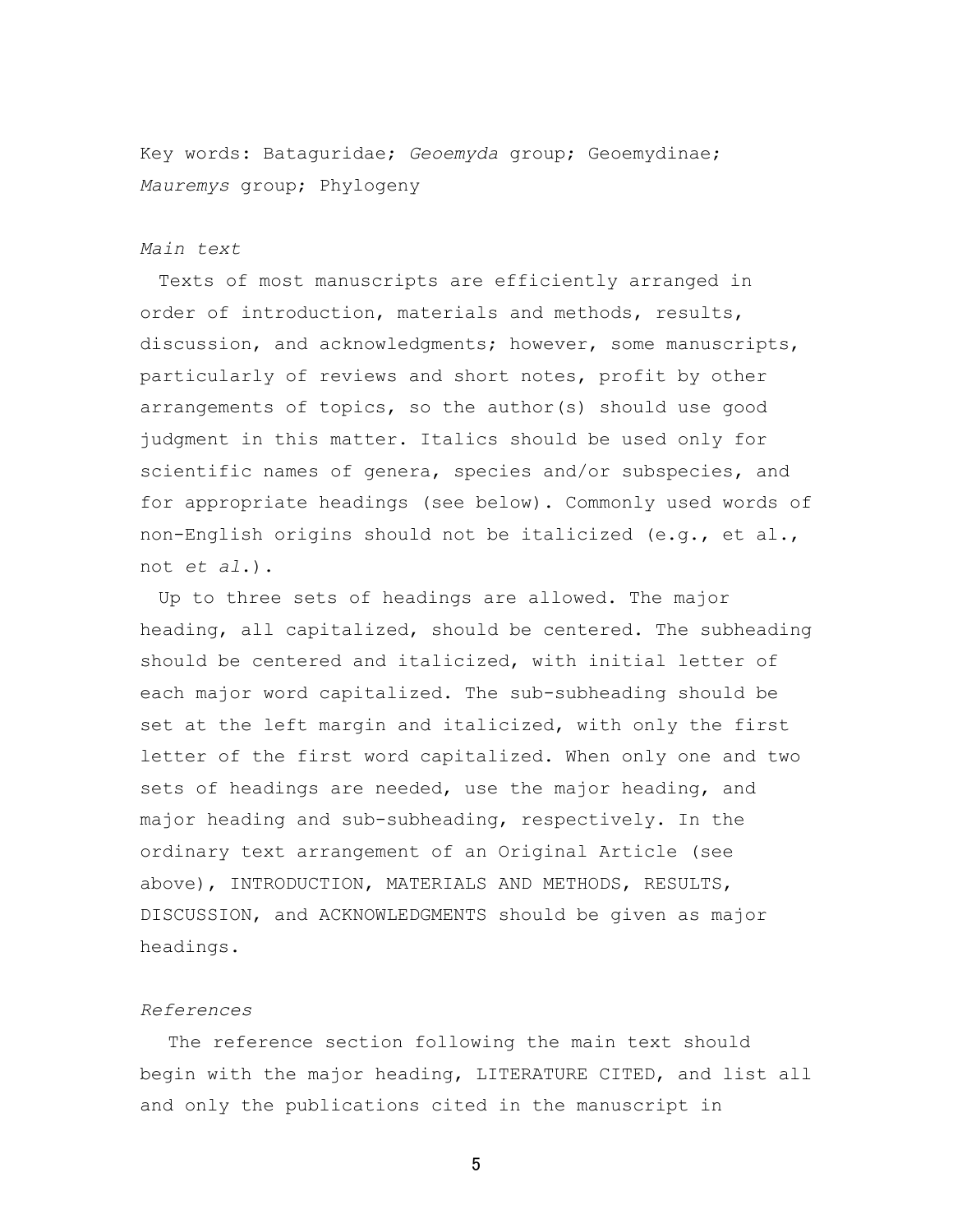Key words: Bataguridae; *Geoemyda* group; Geoemydinae; *Mauremys* group; Phylogeny

*Main text*

Texts of most manuscripts are efficiently arranged in order of introduction, materials and methods, results, discussion, and acknowledgments; however, some manuscripts, particularly of reviews and short notes, profit by other arrangements of topics, so the author(s) should use good judgment in this matter. Italics should be used only for scientific names of genera, species and/or subspecies, and for appropriate headings (see below). Commonly used words of non-English origins should not be italicized (e.g., et al., not *et al*.).

Up to three sets of headings are allowed. The major heading, all capitalized, should be centered. The subheading should be centered and italicized, with initial letter of each major word capitalized. The sub-subheading should be set at the left margin and italicized, with only the first letter of the first word capitalized. When only one and two sets of headings are needed, use the major heading, and major heading and sub-subheading, respectively. In the ordinary text arrangement of an Original Article (see above), INTRODUCTION, MATERIALS AND METHODS, RESULTS, DISCUSSION, and ACKNOWLEDGMENTS should be given as major headings.

*References*

The reference section following the main text should begin with the major heading, LITERATURE CITED, and list all and only the publications cited in the manuscript in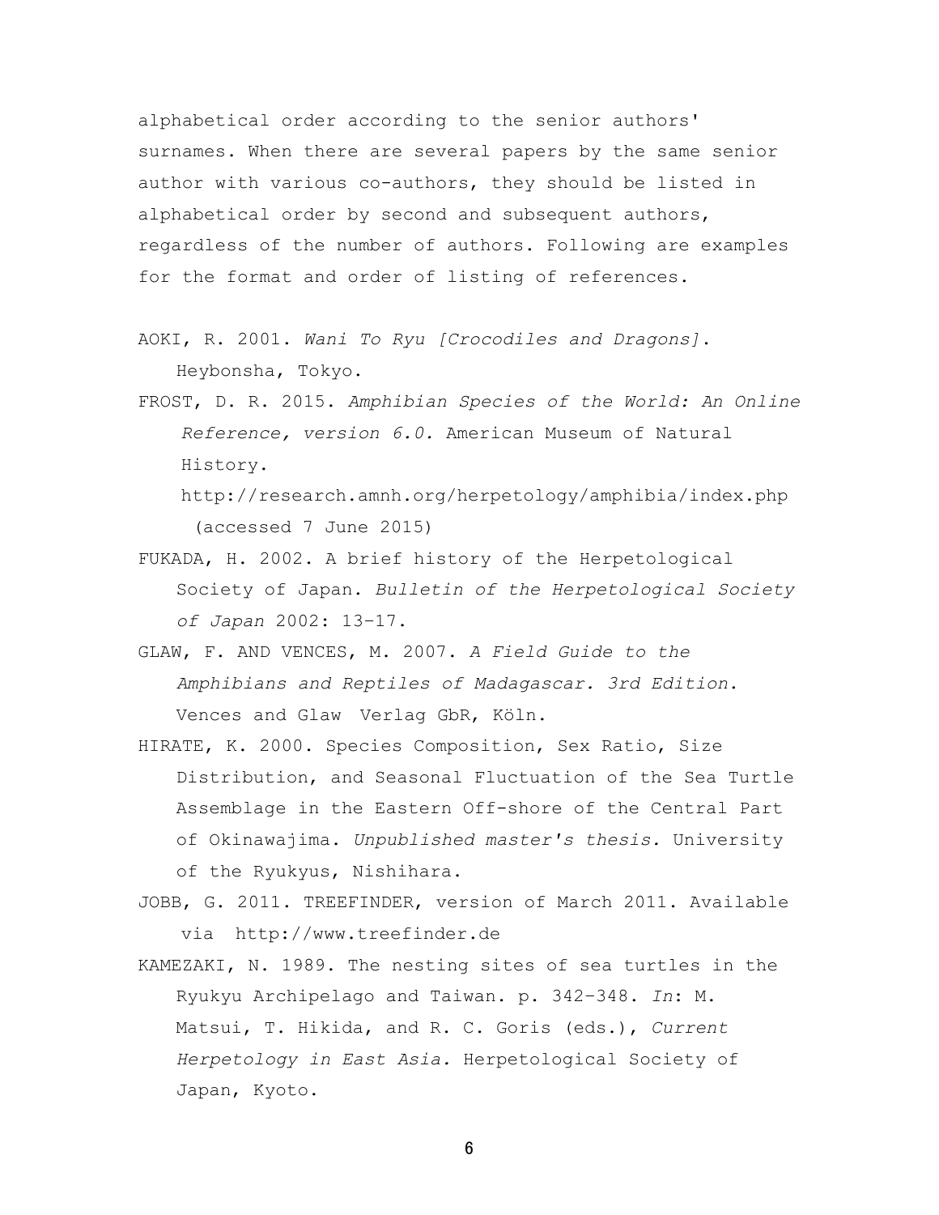alphabetical order according to the senior authors' surnames. When there are several papers by the same senior author with various co-authors, they should be listed in alphabetical order by second and subsequent authors, regardless of the number of authors. Following are examples for the format and order of listing of references.

AOKI, R. 2001. *Wani To Ryu [Crocodiles and Dragons]*. Heybonsha, Tokyo.

FROST, D. R. 2015. *Amphibian Species of the World: An Online Reference, version 6.0.* American Museum of Natural History. http://research.amnh.org/herpetology/amphibia/index.php (accessed 7 June 2015)

FUKADA, H. 2002. A brief history of the Herpetological Society of Japan. *Bulletin of the Herpetological Society of Japan* 2002: 13–17.

GLAW, F. AND VENCES, M. 2007. *A Field Guide to the Amphibians and Reptiles of Madagascar. 3rd Edition*. Vences and Glaw Verlag GbR, Köln.

HIRATE, K. 2000. Species Composition, Sex Ratio, Size Distribution, and Seasonal Fluctuation of the Sea Turtle Assemblage in the Eastern Off-shore of the Central Part of Okinawajima. *Unpublished master's thesis.* University of the Ryukyus, Nishihara.

JOBB, G. 2011. TREEFINDER, version of March 2011. Available via http://www.treefinder.de

KAMEZAKI, N. 1989. The nesting sites of sea turtles in the Ryukyu Archipelago and Taiwan. p. 342–348. *In*: M. Matsui, T. Hikida, and R. C. Goris (eds.), *Current Herpetology in East Asia.* Herpetological Society of Japan, Kyoto.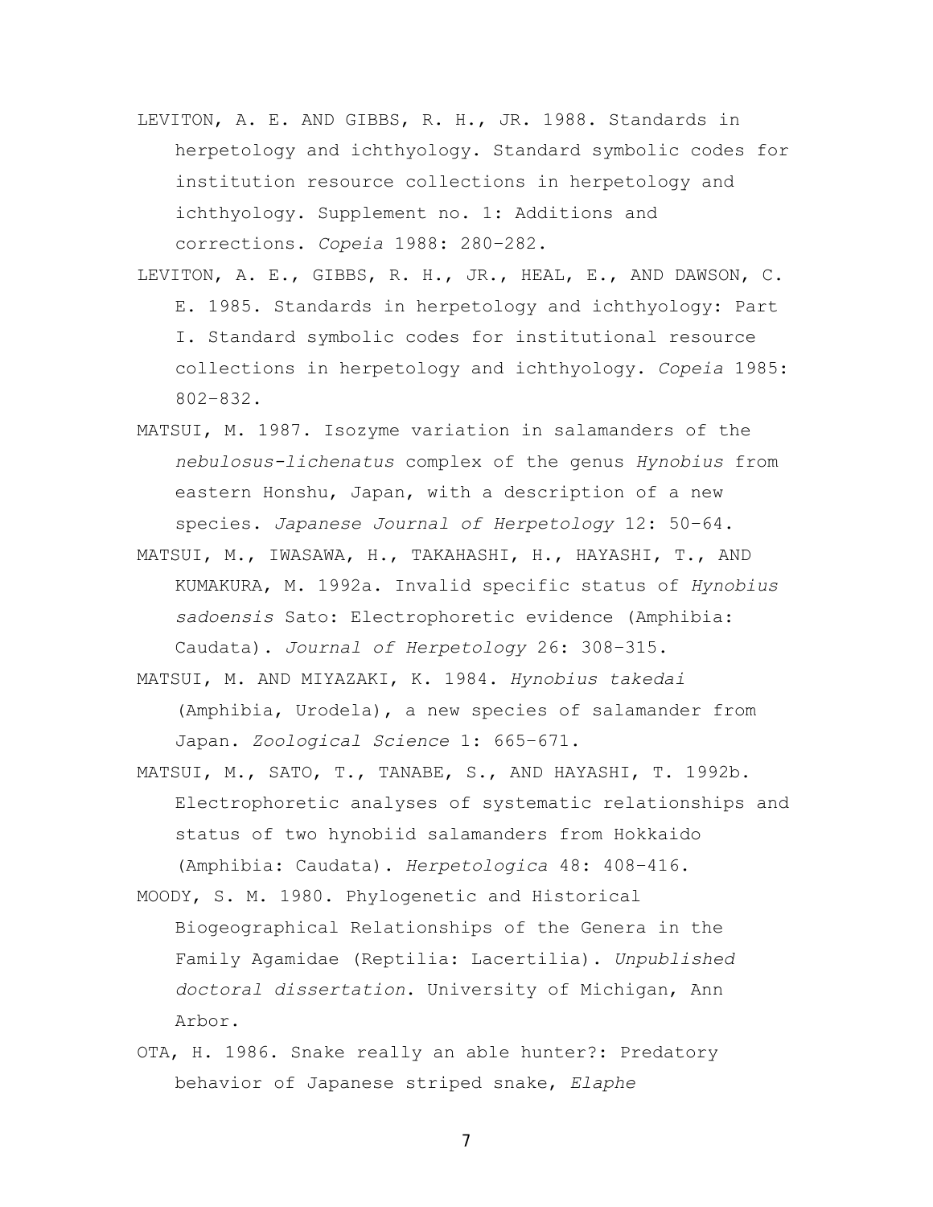LEVITON, A. E. AND GIBBS, R. H., JR. 1988. Standards in herpetology and ichthyology. Standard symbolic codes for institution resource collections in herpetology and ichthyology. Supplement no. 1: Additions and corrections. *Copeia* 1988: 280–282.

LEVITON, A. E., GIBBS, R. H., JR., HEAL, E., AND DAWSON, C. E. 1985. Standards in herpetology and ichthyology: Part I. Standard symbolic codes for institutional resource collections in herpetology and ichthyology. *Copeia* 1985: 802–832.

MATSUI, M. 1987. Isozyme variation in salamanders of the *nebulosus-lichenatus* complex of the genus *Hynobius* from eastern Honshu, Japan, with a description of a new species. *Japanese Journal of Herpetology* 12: 50–64.

MATSUI, M., IWASAWA, H., TAKAHASHI, H., HAYASHI, T., AND KUMAKURA, M. 1992a. Invalid specific status of *Hynobius sadoensis* Sato: Electrophoretic evidence (Amphibia: Caudata). *Journal of Herpetology* 26: 308–315.

MATSUI, M. AND MIYAZAKI, K. 1984. *Hynobius takedai* (Amphibia, Urodela), a new species of salamander from Japan. *Zoological Science* 1: 665–671.

MATSUI, M., SATO, T., TANABE, S., AND HAYASHI, T. 1992b. Electrophoretic analyses of systematic relationships and status of two hynobiid salamanders from Hokkaido (Amphibia: Caudata). *Herpetologica* 48: 408–416.

MOODY, S. M. 1980. Phylogenetic and Historical Biogeographical Relationships of the Genera in the Family Agamidae (Reptilia: Lacertilia). *Unpublished doctoral dissertation*. University of Michigan, Ann Arbor.

OTA, H. 1986. Snake really an able hunter?: Predatory behavior of Japanese striped snake, *Elaphe*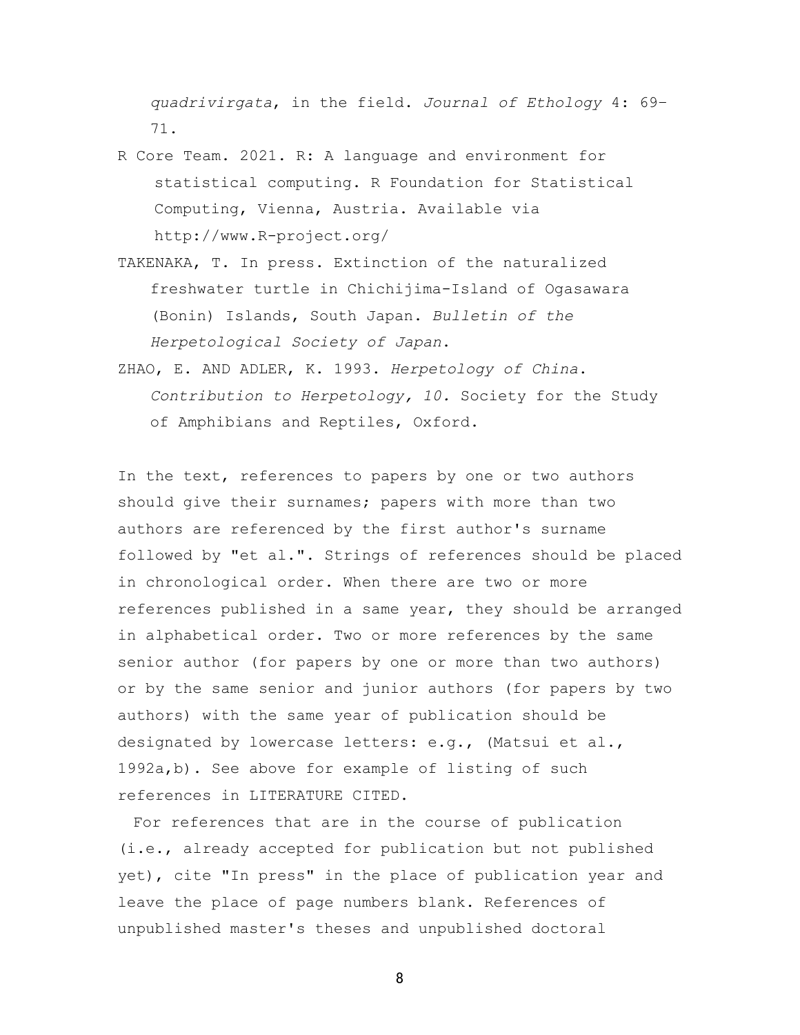*quadrivirgata*, in the field. *Journal of Ethology* 4: 69–71.

R Core Team. 2021. R: A language and environment for statistical computing. R Foundation for Statistical Computing, Vienna, Austria. Available via http://www.R-project.org/

TAKENAKA, T. In press. Extinction of the naturalized freshwater turtle in Chichijima-Island of Ogasawara (Bonin) Islands, South Japan. *Bulletin of the Herpetological Society of Japan*.

ZHAO, E. AND ADLER, K. 1993. *Herpetology of China. Contribution to Herpetology, 10.* Society for the Study of Amphibians and Reptiles, Oxford.

In the text, references to papers by one or two authors should give their surnames; papers with more than two authors are referenced by the first author's surname followed by "et al.". Strings of references should be placed in chronological order. When there are two or more references published in a same year, they should be arranged in alphabetical order. Two or more references by the same senior author (for papers by one or more than two authors) or by the same senior and junior authors (for papers by two authors) with the same year of publication should be designated by lowercase letters: e.g., (Matsui et al., 1992a,b). See above for example of listing of such references in LITERATURE CITED.

For references that are in the course of publication (i.e., already accepted for publication but not published yet), cite "In press" in the place of publication year and leave the place of page numbers blank. References of unpublished master's theses and unpublished doctoral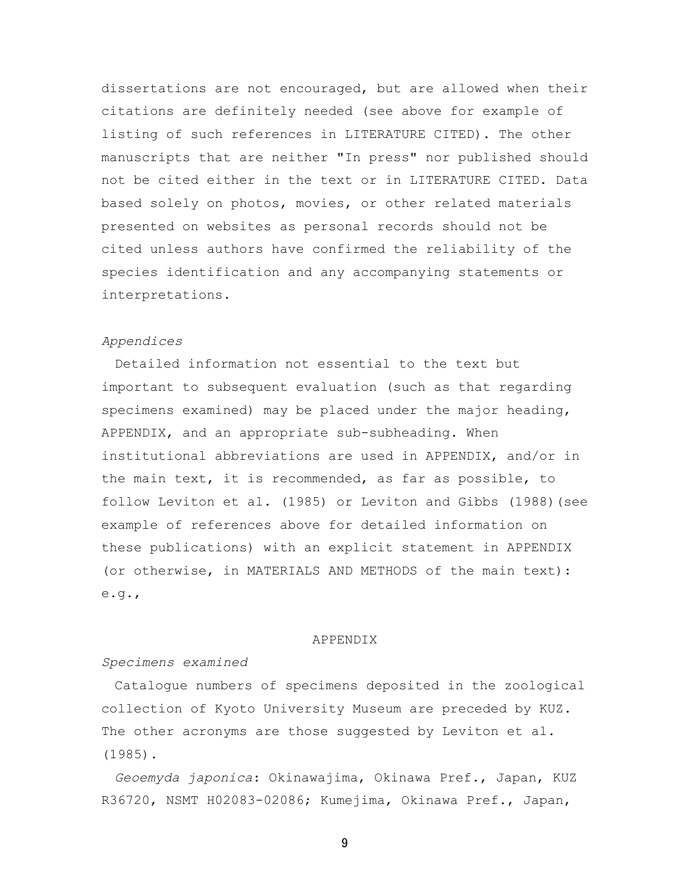dissertations are not encouraged, but are allowed when their citations are definitely needed (see above for example of listing of such references in LITERATURE CITED). The other manuscripts that are neither "In press" nor published should not be cited either in the text or in LITERATURE CITED. Data based solely on photos, movies, or other related materials presented on websites as personal records should not be cited unless authors have confirmed the reliability of the species identification and any accompanying statements or interpretations.

*Appendices*

Detailed information not essential to the text but important to subsequent evaluation (such as that regarding specimens examined) may be placed under the major heading, APPENDIX, and an appropriate sub-subheading. When institutional abbreviations are used in APPENDIX, and/or in the main text, it is recommended, as far as possible, to follow Leviton et al. (1985) or Leviton and Gibbs (1988)(see example of references above for detailed information on these publications) with an explicit statement in APPENDIX (or otherwise, in MATERIALS AND METHODS of the main text): e.g.,

APPENDIX

*Specimens examined*

Catalogue numbers of specimens deposited in the zoological collection of Kyoto University Museum are preceded by KUZ. The other acronyms are those suggested by Leviton et al. (1985).

*Geoemyda japonica*: Okinawajima, Okinawa Pref., Japan, KUZ R36720, NSMT H02083-02086; Kumejima, Okinawa Pref., Japan,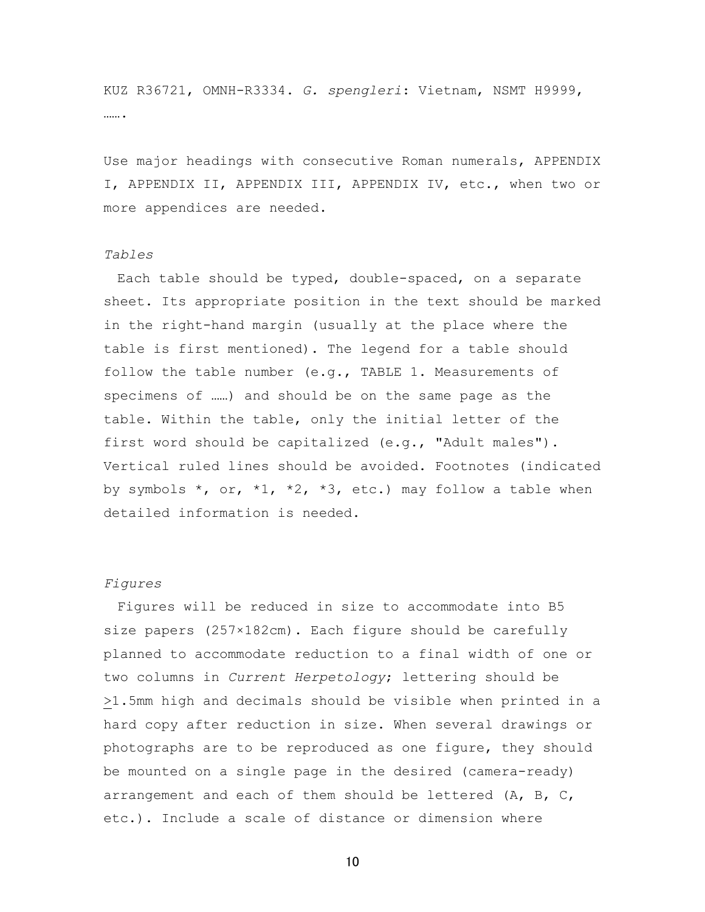KUZ R36721, OMNH-R3334. *G. spengleri*: Vietnam, NSMT H9999, …….

Use major headings with consecutive Roman numerals, APPENDIX I, APPENDIX II, APPENDIX III, APPENDIX IV, etc., when two or more appendices are needed.

*Tables*

Each table should be typed, double-spaced, on a separate sheet. Its appropriate position in the text should be marked in the right-hand margin (usually at the place where the table is first mentioned). The legend for a table should follow the table number (e.g., TABLE 1. Measurements of specimens of ……) and should be on the same page as the table. Within the table, only the initial letter of the first word should be capitalized (e.g., "Adult males"). Vertical ruled lines should be avoided. Footnotes (indicated by symbols *, or, *1, *2, *3, etc.) may follow a table when detailed information is needed.

*Figures*

Figures will be reduced in size to accommodate into B5 size papers (257×182cm). Each figure should be carefully planned to accommodate reduction to a final width of one or two columns in *Current Herpetology*; lettering should be ≥1.5mm high and decimals should be visible when printed in a hard copy after reduction in size. When several drawings or photographs are to be reproduced as one figure, they should be mounted on a single page in the desired (camera-ready) arrangement and each of them should be lettered (A, B, C, etc.). Include a scale of distance or dimension where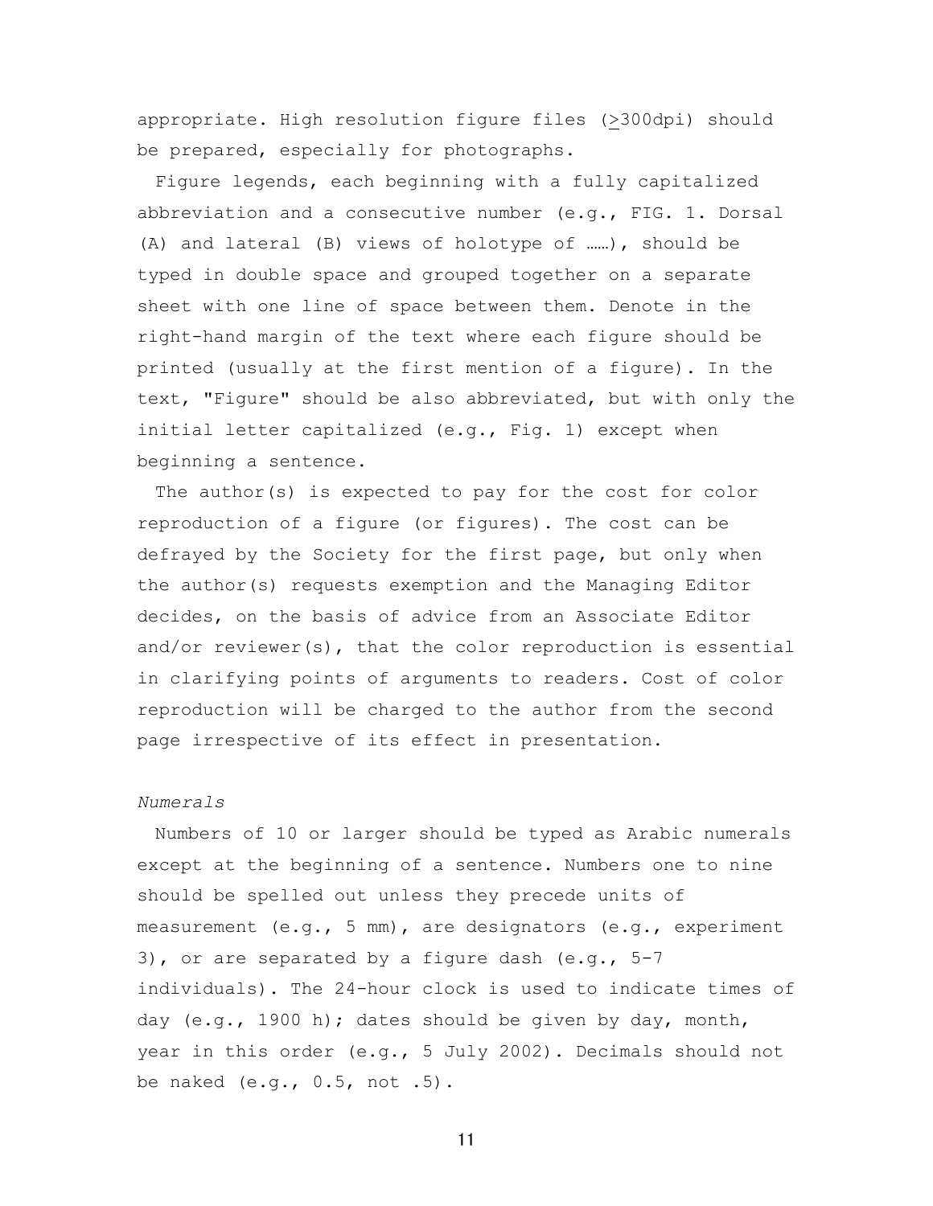appropriate. High resolution figure files ($\geq$300dpi) should be prepared, especially for photographs.

Figure legends, each beginning with a fully capitalized abbreviation and a consecutive number (e.g., FIG. 1. Dorsal (A) and lateral (B) views of holotype of ……), should be typed in double space and grouped together on a separate sheet with one line of space between them. Denote in the right-hand margin of the text where each figure should be printed (usually at the first mention of a figure). In the text, "Figure" should be also abbreviated, but with only the initial letter capitalized (e.g., Fig. 1) except when beginning a sentence.

The author(s) is expected to pay for the cost for color reproduction of a figure (or figures). The cost can be defrayed by the Society for the first page, but only when the author(s) requests exemption and the Managing Editor decides, on the basis of advice from an Associate Editor and/or reviewer(s), that the color reproduction is essential in clarifying points of arguments to readers. Cost of color reproduction will be charged to the author from the second page irrespective of its effect in presentation.

*Numerals*

Numbers of 10 or larger should be typed as Arabic numerals except at the beginning of a sentence. Numbers one to nine should be spelled out unless they precede units of measurement (e.g., 5 mm), are designators (e.g., experiment 3), or are separated by a figure dash (e.g., 5-7 individuals). The 24-hour clock is used to indicate times of day (e.g., 1900 h); dates should be given by day, month, year in this order (e.g., 5 July 2002). Decimals should not be naked (e.g., 0.5, not .5).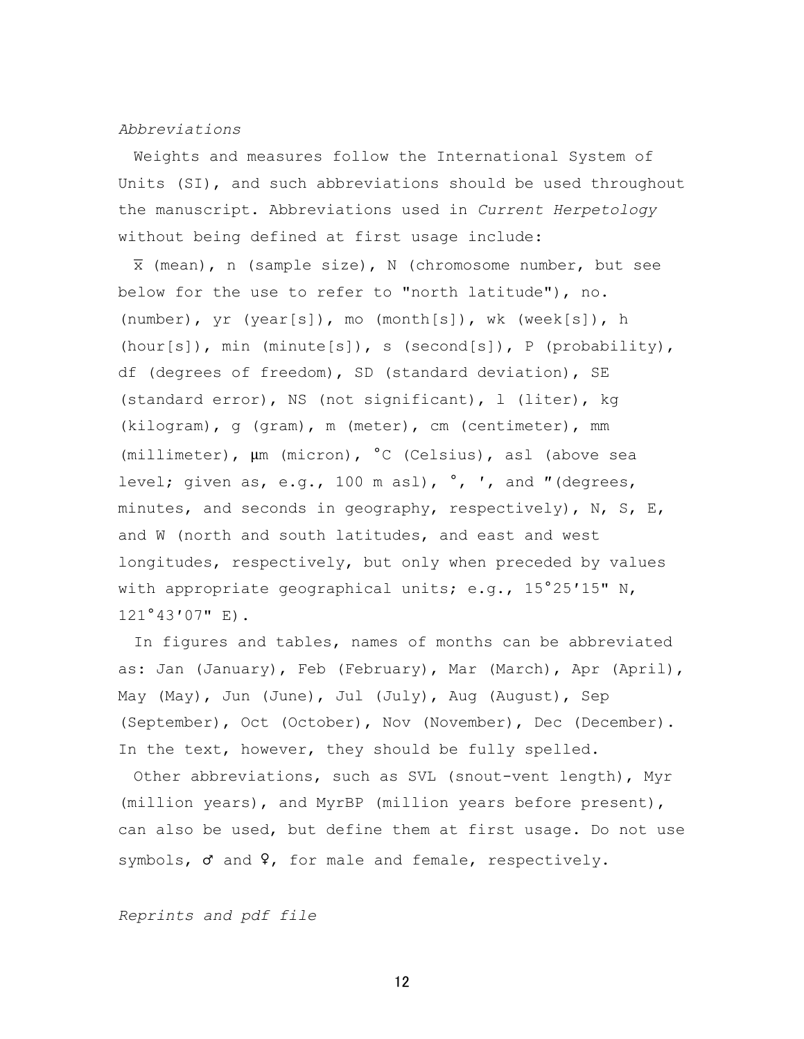*Abbreviations*

Weights and measures follow the International System of Units (SI), and such abbreviations should be used throughout the manuscript. Abbreviations used in *Current Herpetology* without being defined at first usage include:

$\overline{x}$ (mean), n (sample size), N (chromosome number, but see below for the use to refer to "north latitude"), no. (number), yr (year[s]), mo (month[s]), wk (week[s]), h (hour[s]), min (minute[s]), s (second[s]), P (probability), df (degrees of freedom), SD (standard deviation), SE (standard error), NS (not significant), l (liter), kg (kilogram), g (gram), m (meter), cm (centimeter), mm (millimeter), μm (micron), °C (Celsius), asl (above sea level; given as, e.g., 100 m asl), °, ′, and ″(degrees, minutes, and seconds in geography, respectively), N, S, E, and W (north and south latitudes, and east and west longitudes, respectively, but only when preceded by values with appropriate geographical units; e.g., 15°25′15" N, 121°43′07" E).

In figures and tables, names of months can be abbreviated as: Jan (January), Feb (February), Mar (March), Apr (April), May (May), Jun (June), Jul (July), Aug (August), Sep (September), Oct (October), Nov (November), Dec (December). In the text, however, they should be fully spelled.

Other abbreviations, such as SVL (snout-vent length), Myr (million years), and MyrBP (million years before present), can also be used, but define them at first usage. Do not use symbols, ♂ and ♀, for male and female, respectively.

*Reprints and pdf file*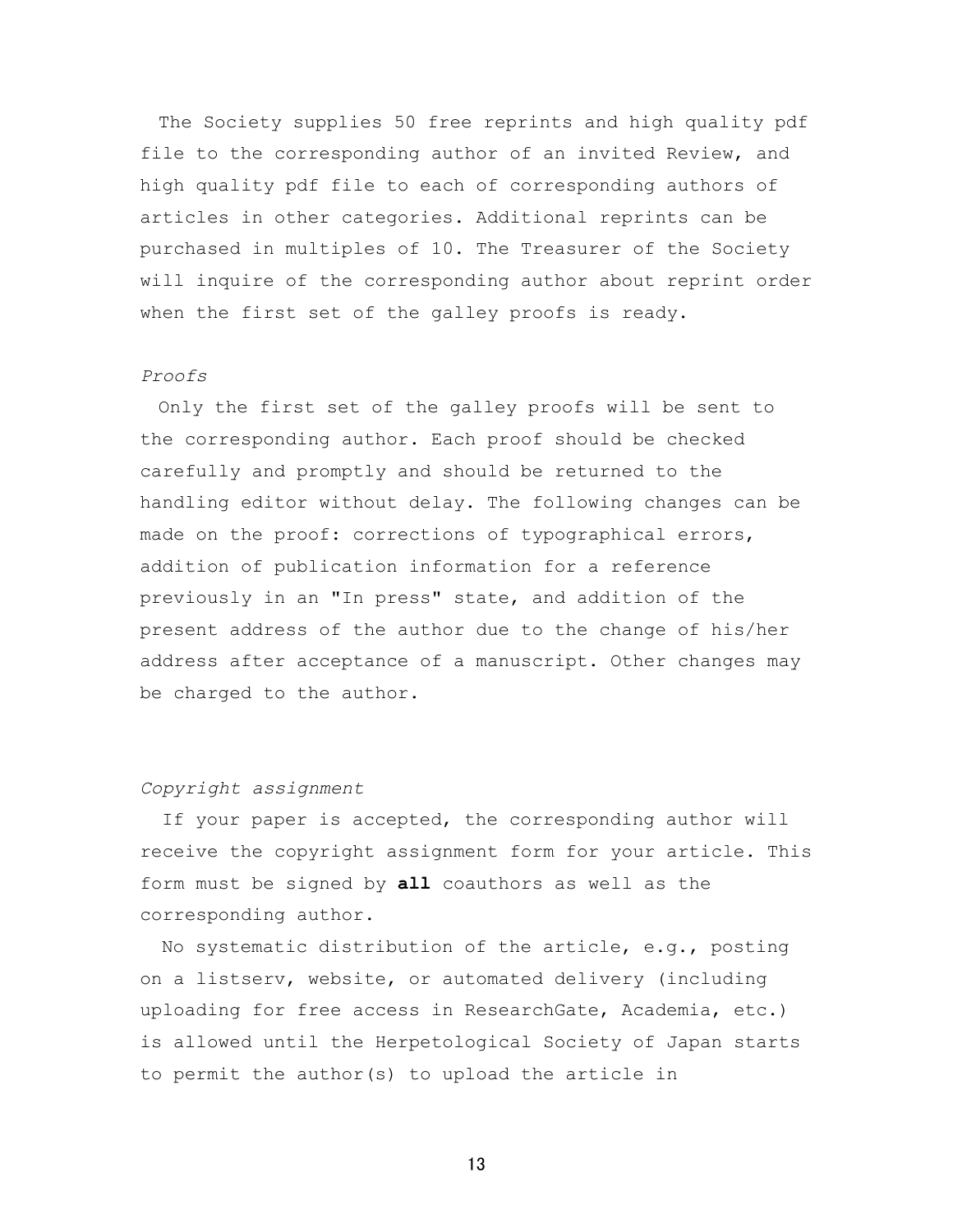The Society supplies 50 free reprints and high quality pdf file to the corresponding author of an invited Review, and high quality pdf file to each of corresponding authors of articles in other categories. Additional reprints can be purchased in multiples of 10. The Treasurer of the Society will inquire of the corresponding author about reprint order when the first set of the galley proofs is ready.

*Proofs*

Only the first set of the galley proofs will be sent to the corresponding author. Each proof should be checked carefully and promptly and should be returned to the handling editor without delay. The following changes can be made on the proof: corrections of typographical errors, addition of publication information for a reference previously in an "In press" state, and addition of the present address of the author due to the change of his/her address after acceptance of a manuscript. Other changes may be charged to the author.

*Copyright assignment*

If your paper is accepted, the corresponding author will receive the copyright assignment form for your article. This form must be signed by **all** coauthors as well as the corresponding author.

No systematic distribution of the article, e.g., posting on a listserv, website, or automated delivery (including uploading for free access in ResearchGate, Academia, etc.) is allowed until the Herpetological Society of Japan starts to permit the author(s) to upload the article in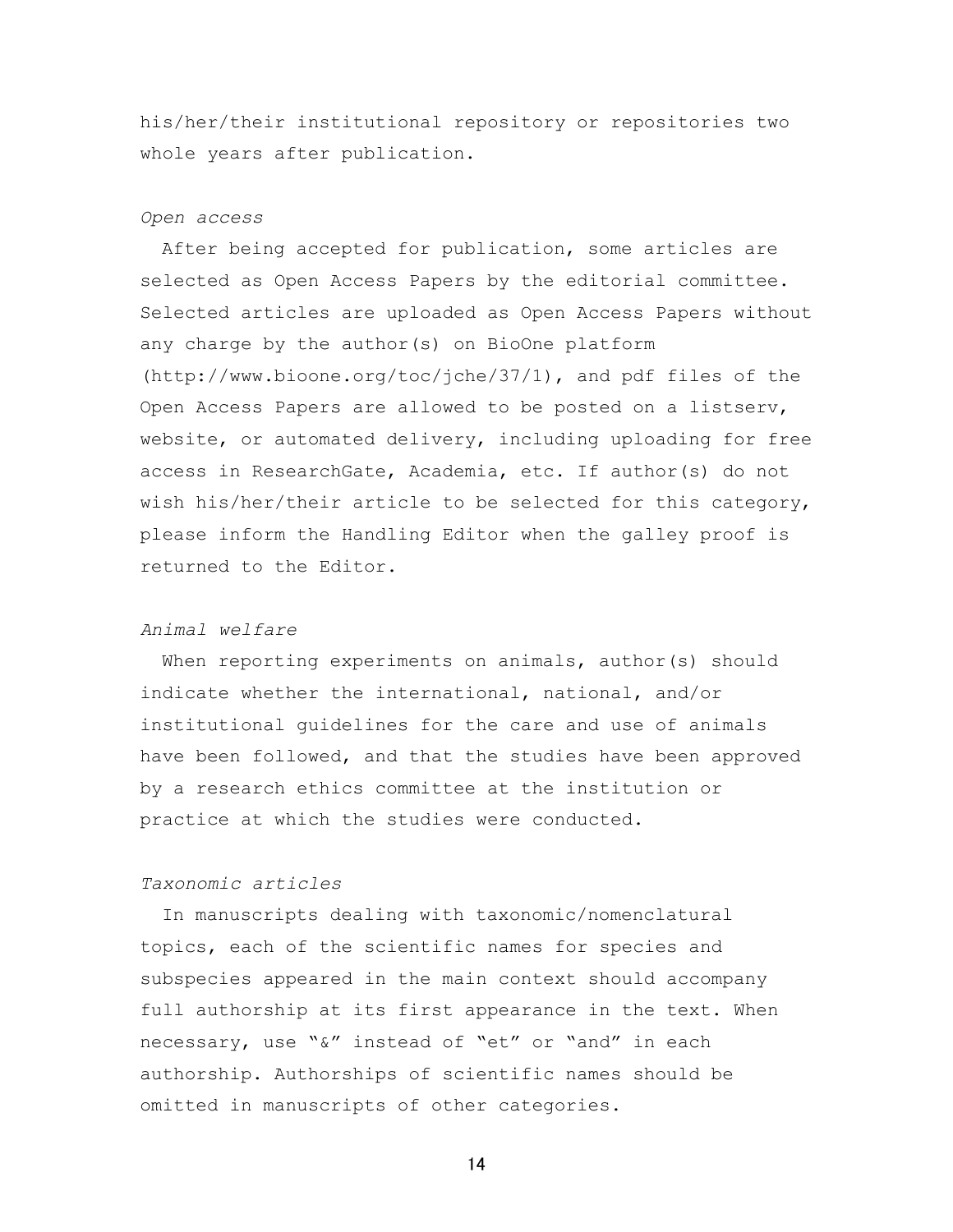his/her/their institutional repository or repositories two whole years after publication.

*Open access*

After being accepted for publication, some articles are selected as Open Access Papers by the editorial committee. Selected articles are uploaded as Open Access Papers without any charge by the author(s) on BioOne platform (http://www.bioone.org/toc/jche/37/1), and pdf files of the Open Access Papers are allowed to be posted on a listserv, website, or automated delivery, including uploading for free access in ResearchGate, Academia, etc. If author(s) do not wish his/her/their article to be selected for this category, please inform the Handling Editor when the galley proof is returned to the Editor.

*Animal welfare*

When reporting experiments on animals, author(s) should indicate whether the international, national, and/or institutional guidelines for the care and use of animals have been followed, and that the studies have been approved by a research ethics committee at the institution or practice at which the studies were conducted.

*Taxonomic articles*

In manuscripts dealing with taxonomic/nomenclatural topics, each of the scientific names for species and subspecies appeared in the main context should accompany full authorship at its first appearance in the text. When necessary, use "&" instead of "et" or "and" in each authorship. Authorships of scientific names should be omitted in manuscripts of other categories.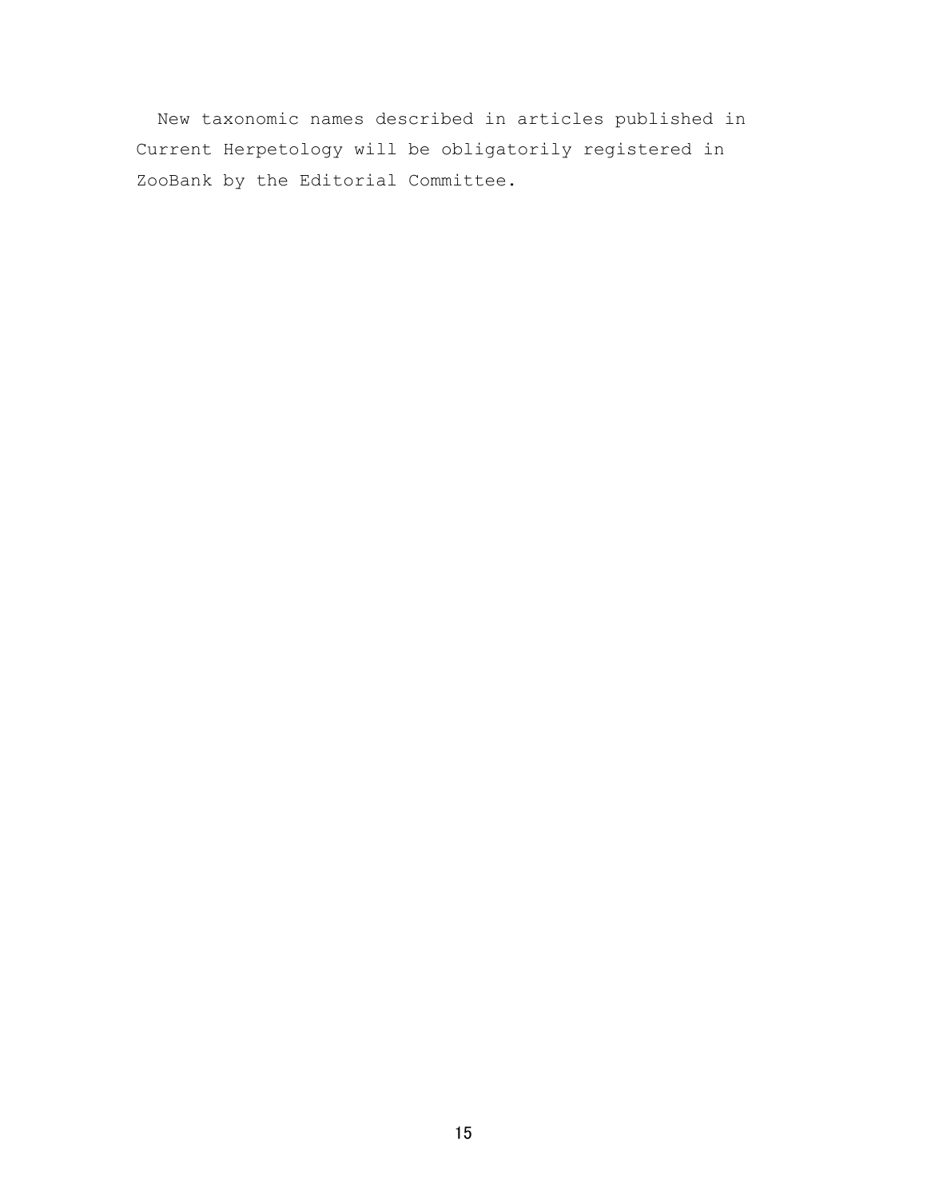New taxonomic names described in articles published in Current Herpetology will be obligatorily registered in ZooBank by the Editorial Committee.